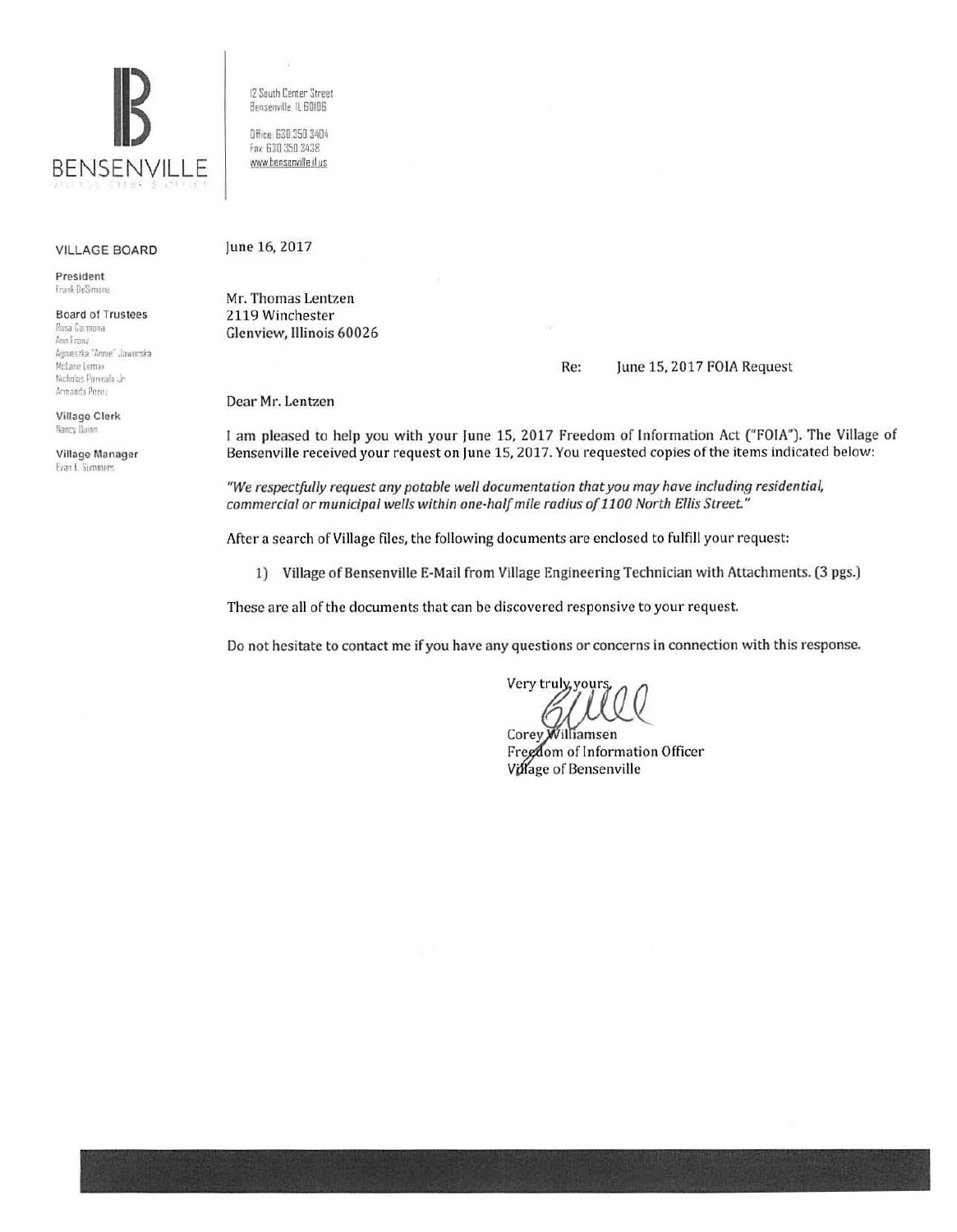**BENSENVILLE**

12 South Center Street
Bensenville, IL 60106

Office: 630.350.3404
Fax: 630.350.3438
www.bensenville.il.us

**VILLAGE BOARD**

**President**
Frank DeSimone

**Board of Trustees**
Rosa Carmona
Ann Franz
Agnieszka "Annie" Jaworska
McLane Lomax
Nicholas Panicola Jr.
Armando Perez

**Village Clerk**
Nancy Quinn

**Village Manager**
Evan K. Summers

June 16, 2017

Mr. Thomas Lentzen
2119 Winchester
Glenview, Illinois 60026

Re: June 15, 2017 FOIA Request

Dear Mr. Lentzen

I am pleased to help you with your June 15, 2017 Freedom of Information Act ("FOIA"). The Village of Bensenville received your request on June 15, 2017. You requested copies of the items indicated below:

*"We respectfully request any potable well documentation that you may have including residential, commercial or municipal wells within one-half mile radius of 1100 North Ellis Street."*

After a search of Village files, the following documents are enclosed to fulfill your request:

1) Village of Bensenville E-Mail from Village Engineering Technician with Attachments. (3 pgs.)

These are all of the documents that can be discovered responsive to your request.

Do not hesitate to contact me if you have any questions or concerns in connection with this response.

Very truly yours,

Corey Williamsen
Freedom of Information Officer
Village of Bensenville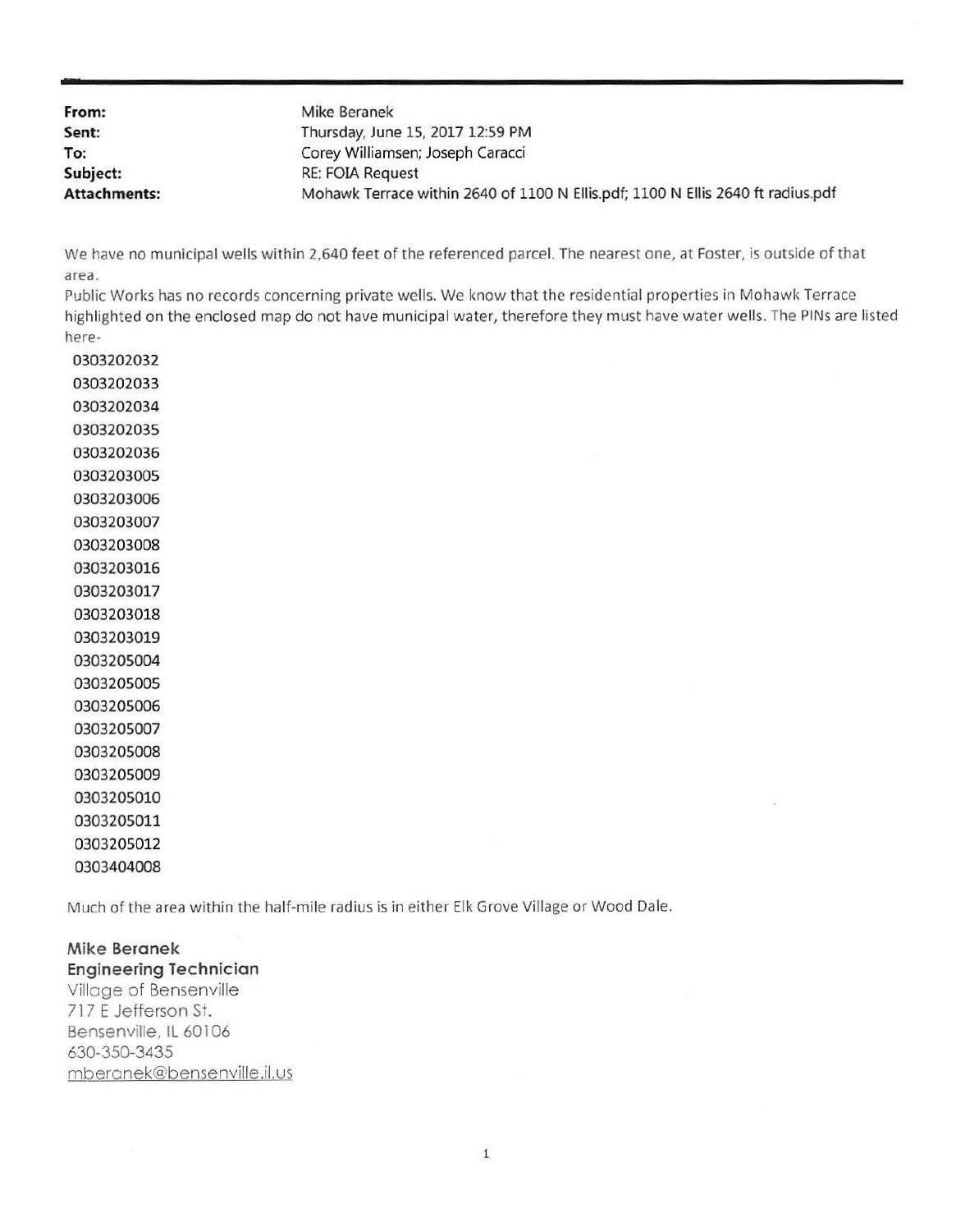**From:** Mike Beranek
**Sent:** Thursday, June 15, 2017 12:59 PM
**To:** Corey Williamsen; Joseph Caracci
**Subject:** RE: FOIA Request
**Attachments:** Mohawk Terrace within 2640 of 1100 N Ellis.pdf; 1100 N Ellis 2640 ft radius.pdf

We have no municipal wells within 2,640 feet of the referenced parcel. The nearest one, at Foster, is outside of that area.

Public Works has no records concerning private wells. We know that the residential properties in Mohawk Terrace highlighted on the enclosed map do not have municipal water, therefore they must have water wells. The PINs are listed here-

0303202032
0303202033
0303202034
0303202035
0303202036
0303203005
0303203006
0303203007
0303203008
0303203016
0303203017
0303203018
0303203019
0303205004
0303205005
0303205006
0303205007
0303205008
0303205009
0303205010
0303205011
0303205012
0303404008

Much of the area within the half-mile radius is in either Elk Grove Village or Wood Dale.

**Mike Beranek**
**Engineering Technician**
Village of Bensenville
717 E Jefferson St.
Bensenville, IL 60106
630-350-3435
mberanek@bensenville.il.us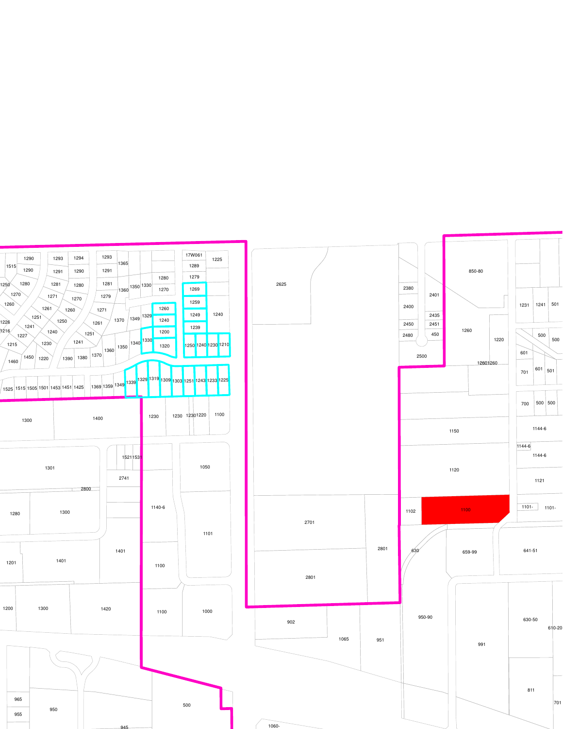17W061
1225
1290
1293
1294
1293
1365
1515
1290
1291
1290
1291
1289
1250
1280
1281
1280
1281
1360
1350
1330
1280
1279
1270
1271
1270
1279
1270
1269
1260
1261
1260
1271
1260
1259
1240
1226
1251
1250
1261
1370
1349
1329
1240
1249
1216
1241
1240
1251
1200
1239
1227
1241
1330
1215
1230
1350
1340
1320
1250
1240
1230
1210
1460
1450
1220
1390
1380
1370
1360
1339
1329
1319
1309
1303
1251
1243
1233
1225
1525
1515
1505
1501
1453
1451
1425
1369
1359
1349
1300
1400
1230
1230
1230
1220
1100
1521
1531
1301
1050
2741
2800
1140-6
1280
1300
1101
1401
1201
1401
1100
1200
1300
1420
1100
1000
965
955
950
945
500
2625
2701
2801
2801
902
1065
951
1060-
2380
2400
2450
2480
2401
2435
2451
450
2500
850-80
1260
1220
1260
1260
1231
1241
501
500
500
601
701
601
501
700
500
500
1150
1144-6
1144-6
1144-6
1120
1121
1102
1100
1101-
1101-
630
659-99
641-51
950-90
991
630-50
610-20
811
701